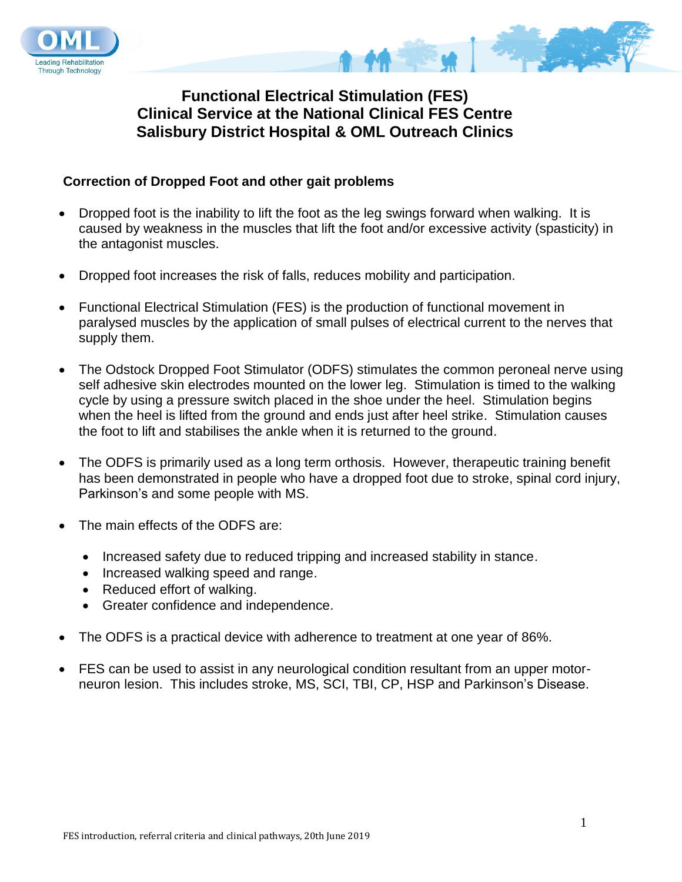# Functional Electrical Stimulation (FES) Clinical Service at the National Clinical FES Centre Salisbury District Hospital & OML Outreach Clinics

## Correction of Dropped Foot and other gait problems

- Dropped foot is the inability to lift the foot as the leg swings forward when walking. It is caused by weakness in the muscles that lift the foot and/or excessive activity (spasticity) in the antagonist muscles.
- Dropped foot increases the risk of falls, reduces mobility and participation.
- Functional Electrical Stimulation (FES) is the production of functional movement in paralysed muscles by the application of small pulses of electrical current to the nerves that supply them.
- The Odstock Dropped Foot Stimulator (ODFS) stimulates the common peroneal nerve using self adhesive skin electrodes mounted on the lower leg. Stimulation is timed to the walking cycle by using a pressure switch placed in the shoe under the heel. Stimulation begins when the heel is lifted from the ground and ends just after heel strike. Stimulation causes the foot to lift and stabilises the ankle when it is returned to the ground.
- The ODFS is primarily used as a long term orthosis. However, therapeutic training benefit has been demonstrated in people who have a dropped foot due to stroke, spinal cord injury, Parkinson's and some people with MS.
- The main effects of the ODFS are:
  - Increased safety due to reduced tripping and increased stability in stance.
  - Increased walking speed and range.
  - Reduced effort of walking.
  - Greater confidence and independence.
- The ODFS is a practical device with adherence to treatment at one year of 86%.
- FES can be used to assist in any neurological condition resultant from an upper motor-neuron lesion. This includes stroke, MS, SCI, TBI, CP, HSP and Parkinson's Disease.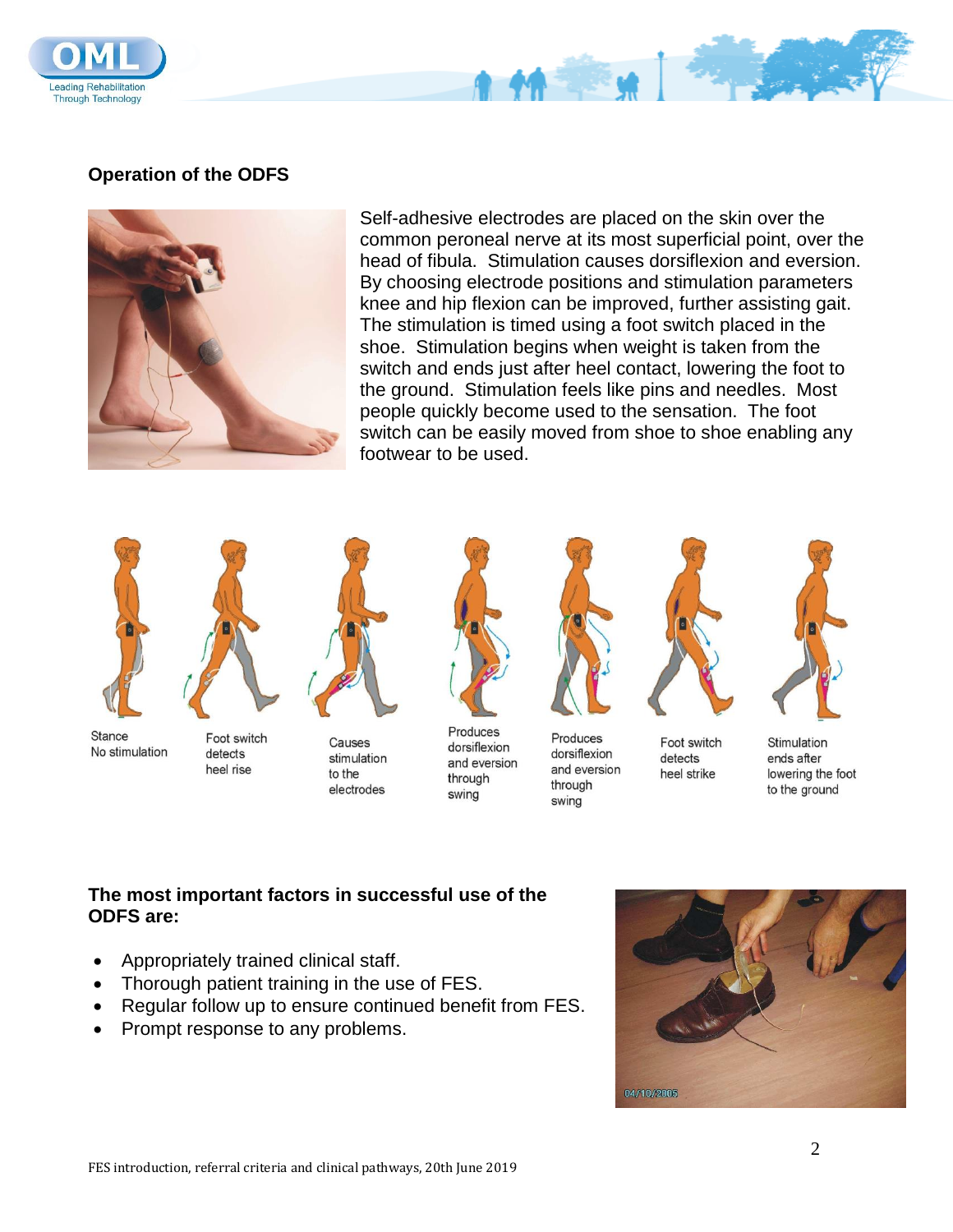## Operation of the ODFS

Self-adhesive electrodes are placed on the skin over the common peroneal nerve at its most superficial point, over the head of fibula. Stimulation causes dorsiflexion and eversion. By choosing electrode positions and stimulation parameters knee and hip flexion can be improved, further assisting gait. The stimulation is timed using a foot switch placed in the shoe. Stimulation begins when weight is taken from the switch and ends just after heel contact, lowering the foot to the ground. Stimulation feels like pins and needles. Most people quickly become used to the sensation. The foot switch can be easily moved from shoe to shoe enabling any footwear to be used.

Stance No stimulation | Foot switch detects heel rise | Causes stimulation to the electrodes | Produces dorsiflexion and eversion through swing | Produces dorsiflexion and eversion through swing | Foot switch detects heel strike | Stimulation ends after lowering the foot to the ground

### The most important factors in successful use of the ODFS are:

- Appropriately trained clinical staff.
- Thorough patient training in the use of FES.
- Regular follow up to ensure continued benefit from FES.
- Prompt response to any problems.

04/10/2005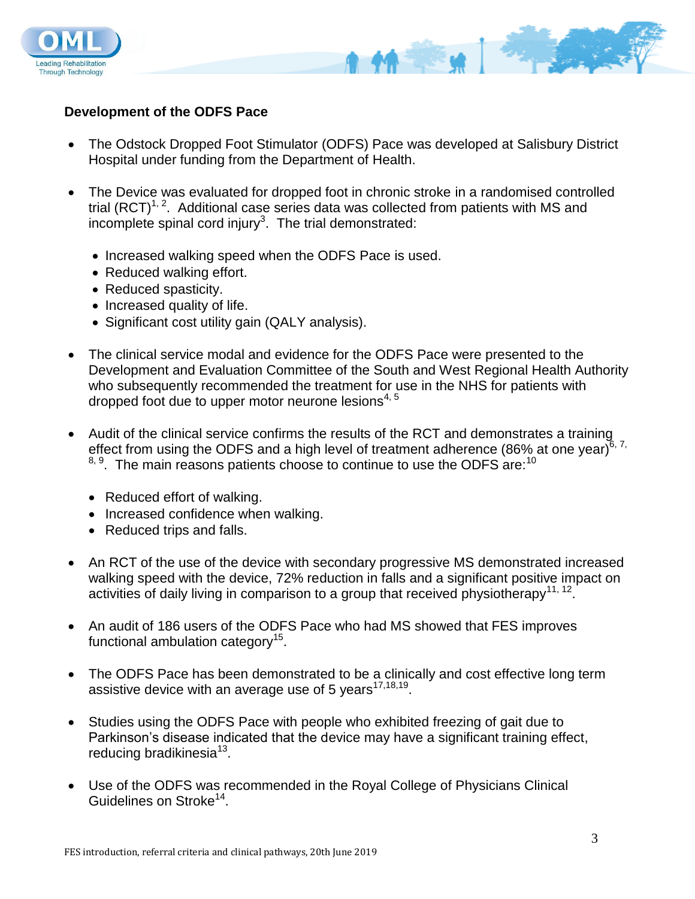## Development of the ODFS Pace

- The Odstock Dropped Foot Stimulator (ODFS) Pace was developed at Salisbury District Hospital under funding from the Department of Health.

- The Device was evaluated for dropped foot in chronic stroke in a randomised controlled trial (RCT)[1, 2]. Additional case series data was collected from patients with MS and incomplete spinal cord injury[3]. The trial demonstrated:
  - Increased walking speed when the ODFS Pace is used.
  - Reduced walking effort.
  - Reduced spasticity.
  - Increased quality of life.
  - Significant cost utility gain (QALY analysis).

- The clinical service modal and evidence for the ODFS Pace were presented to the Development and Evaluation Committee of the South and West Regional Health Authority who subsequently recommended the treatment for use in the NHS for patients with dropped foot due to upper motor neurone lesions[4, 5]

- Audit of the clinical service confirms the results of the RCT and demonstrates a training effect from using the ODFS and a high level of treatment adherence (86% at one year)[6, 7, 8, 9]. The main reasons patients choose to continue to use the ODFS are:[10]
  - Reduced effort of walking.
  - Increased confidence when walking.
  - Reduced trips and falls.

- An RCT of the use of the device with secondary progressive MS demonstrated increased walking speed with the device, 72% reduction in falls and a significant positive impact on activities of daily living in comparison to a group that received physiotherapy[11, 12].

- An audit of 186 users of the ODFS Pace who had MS showed that FES improves functional ambulation category[15].

- The ODFS Pace has been demonstrated to be a clinically and cost effective long term assistive device with an average use of 5 years[17,18,19].

- Studies using the ODFS Pace with people who exhibited freezing of gait due to Parkinson's disease indicated that the device may have a significant training effect, reducing bradikinesia[13].

- Use of the ODFS was recommended in the Royal College of Physicians Clinical Guidelines on Stroke[14].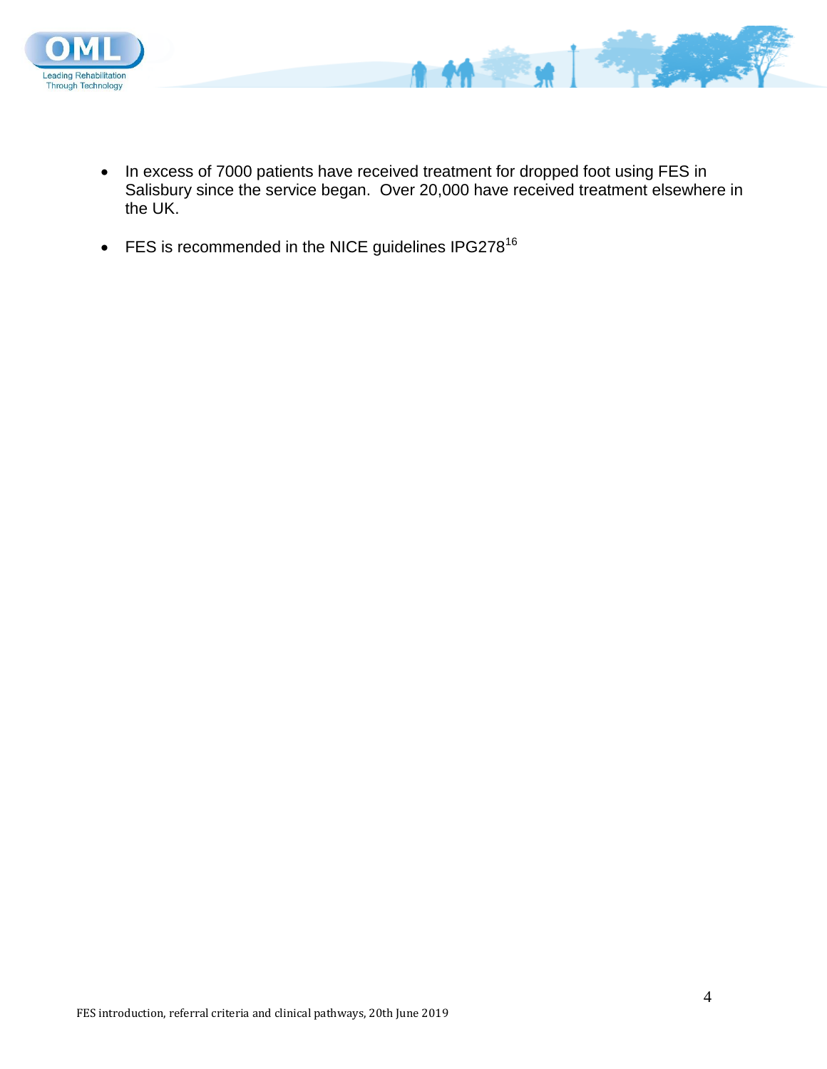- In excess of 7000 patients have received treatment for dropped foot using FES in Salisbury since the service began. Over 20,000 have received treatment elsewhere in the UK.

- FES is recommended in the NICE guidelines IPG278[16]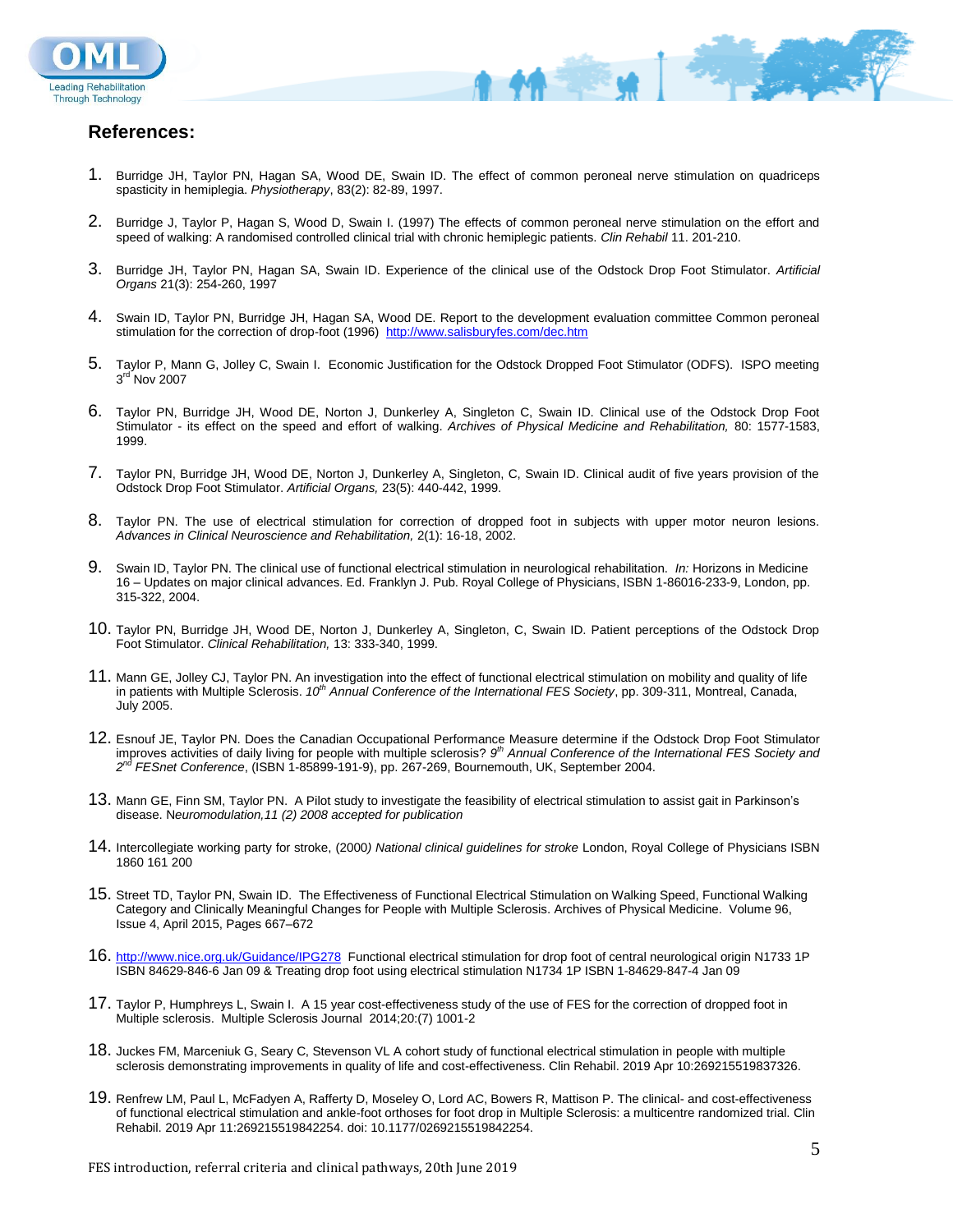## References:

1. Burridge JH, Taylor PN, Hagan SA, Wood DE, Swain ID. The effect of common peroneal nerve stimulation on quadriceps spasticity in hemiplegia. *Physiotherapy*, 83(2): 82-89, 1997.

2. Burridge J, Taylor P, Hagan S, Wood D, Swain I. (1997) The effects of common peroneal nerve stimulation on the effort and speed of walking: A randomised controlled clinical trial with chronic hemiplegic patients. *Clin Rehabil* 11. 201-210.

3. Burridge JH, Taylor PN, Hagan SA, Swain ID. Experience of the clinical use of the Odstock Drop Foot Stimulator. *Artificial Organs* 21(3): 254-260, 1997

4. Swain ID, Taylor PN, Burridge JH, Hagan SA, Wood DE. Report to the development evaluation committee Common peroneal stimulation for the correction of drop-foot (1996) http://www.salisburyfes.com/dec.htm

5. Taylor P, Mann G, Jolley C, Swain I. Economic Justification for the Odstock Dropped Foot Stimulator (ODFS). ISPO meeting 3rd Nov 2007

6. Taylor PN, Burridge JH, Wood DE, Norton J, Dunkerley A, Singleton C, Swain ID. Clinical use of the Odstock Drop Foot Stimulator - its effect on the speed and effort of walking. *Archives of Physical Medicine and Rehabilitation,* 80: 1577-1583, 1999.

7. Taylor PN, Burridge JH, Wood DE, Norton J, Dunkerley A, Singleton, C, Swain ID. Clinical audit of five years provision of the Odstock Drop Foot Stimulator. *Artificial Organs,* 23(5): 440-442, 1999.

8. Taylor PN. The use of electrical stimulation for correction of dropped foot in subjects with upper motor neuron lesions. *Advances in Clinical Neuroscience and Rehabilitation,* 2(1): 16-18, 2002.

9. Swain ID, Taylor PN. The clinical use of functional electrical stimulation in neurological rehabilitation. *In:* Horizons in Medicine 16 – Updates on major clinical advances. Ed. Franklyn J. Pub. Royal College of Physicians, ISBN 1-86016-233-9, London, pp. 315-322, 2004.

10. Taylor PN, Burridge JH, Wood DE, Norton J, Dunkerley A, Singleton, C, Swain ID. Patient perceptions of the Odstock Drop Foot Stimulator. *Clinical Rehabilitation,* 13: 333-340, 1999.

11. Mann GE, Jolley CJ, Taylor PN. An investigation into the effect of functional electrical stimulation on mobility and quality of life in patients with Multiple Sclerosis. *10th Annual Conference of the International FES Society*, pp. 309-311, Montreal, Canada, July 2005.

12. Esnouf JE, Taylor PN. Does the Canadian Occupational Performance Measure determine if the Odstock Drop Foot Stimulator improves activities of daily living for people with multiple sclerosis? *9th Annual Conference of the International FES Society and 2nd FESnet Conference*, (ISBN 1-85899-191-9), pp. 267-269, Bournemouth, UK, September 2004.

13. Mann GE, Finn SM, Taylor PN. A Pilot study to investigate the feasibility of electrical stimulation to assist gait in Parkinson's disease. N*euromodulation,11 (2) 2008 accepted for publication*

14. Intercollegiate working party for stroke, (2000*) National clinical guidelines for stroke* London, Royal College of Physicians ISBN 1860 161 200

15. Street TD, Taylor PN, Swain ID. The Effectiveness of Functional Electrical Stimulation on Walking Speed, Functional Walking Category and Clinically Meaningful Changes for People with Multiple Sclerosis. Archives of Physical Medicine. Volume 96, Issue 4, April 2015, Pages 667–672

16. http://www.nice.org.uk/Guidance/IPG278 Functional electrical stimulation for drop foot of central neurological origin N1733 1P ISBN 84629-846-6 Jan 09 & Treating drop foot using electrical stimulation N1734 1P ISBN 1-84629-847-4 Jan 09

17. Taylor P, Humphreys L, Swain I. A 15 year cost-effectiveness study of the use of FES for the correction of dropped foot in Multiple sclerosis. Multiple Sclerosis Journal 2014;20:(7) 1001-2

18. Juckes FM, Marceniuk G, Seary C, Stevenson VL A cohort study of functional electrical stimulation in people with multiple sclerosis demonstrating improvements in quality of life and cost-effectiveness. Clin Rehabil. 2019 Apr 10:269215519837326.

19. Renfrew LM, Paul L, McFadyen A, Rafferty D, Moseley O, Lord AC, Bowers R, Mattison P. The clinical- and cost-effectiveness of functional electrical stimulation and ankle-foot orthoses for foot drop in Multiple Sclerosis: a multicentre randomized trial. Clin Rehabil. 2019 Apr 11:269215519842254. doi: 10.1177/0269215519842254.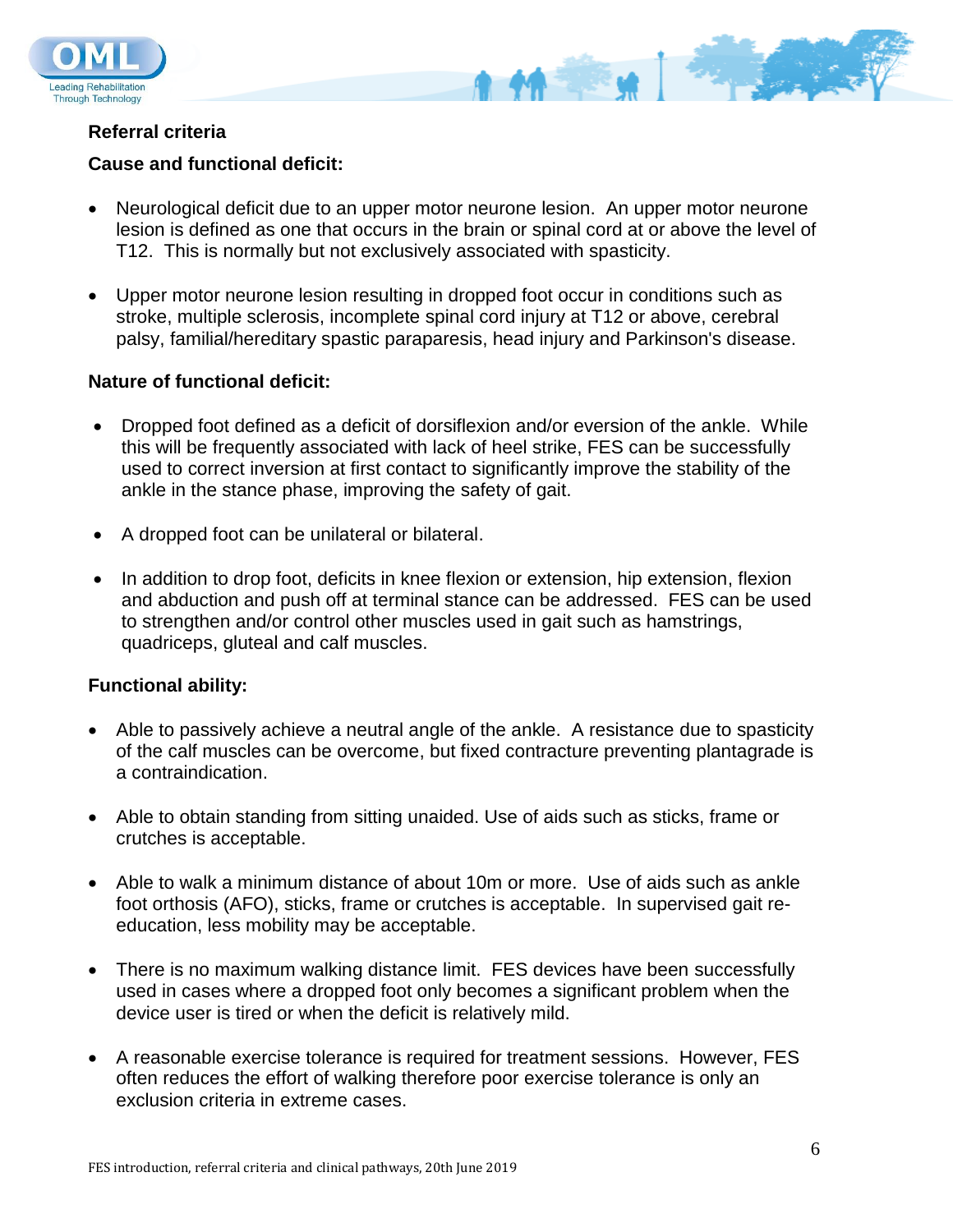**Referral criteria**

**Cause and functional deficit:**

- Neurological deficit due to an upper motor neurone lesion. An upper motor neurone lesion is defined as one that occurs in the brain or spinal cord at or above the level of T12. This is normally but not exclusively associated with spasticity.
- Upper motor neurone lesion resulting in dropped foot occur in conditions such as stroke, multiple sclerosis, incomplete spinal cord injury at T12 or above, cerebral palsy, familial/hereditary spastic paraparesis, head injury and Parkinson's disease.

**Nature of functional deficit:**

- Dropped foot defined as a deficit of dorsiflexion and/or eversion of the ankle. While this will be frequently associated with lack of heel strike, FES can be successfully used to correct inversion at first contact to significantly improve the stability of the ankle in the stance phase, improving the safety of gait.
- A dropped foot can be unilateral or bilateral.
- In addition to drop foot, deficits in knee flexion or extension, hip extension, flexion and abduction and push off at terminal stance can be addressed. FES can be used to strengthen and/or control other muscles used in gait such as hamstrings, quadriceps, gluteal and calf muscles.

**Functional ability:**

- Able to passively achieve a neutral angle of the ankle. A resistance due to spasticity of the calf muscles can be overcome, but fixed contracture preventing plantagrade is a contraindication.
- Able to obtain standing from sitting unaided. Use of aids such as sticks, frame or crutches is acceptable.
- Able to walk a minimum distance of about 10m or more. Use of aids such as ankle foot orthosis (AFO), sticks, frame or crutches is acceptable. In supervised gait re-education, less mobility may be acceptable.
- There is no maximum walking distance limit. FES devices have been successfully used in cases where a dropped foot only becomes a significant problem when the device user is tired or when the deficit is relatively mild.
- A reasonable exercise tolerance is required for treatment sessions. However, FES often reduces the effort of walking therefore poor exercise tolerance is only an exclusion criteria in extreme cases.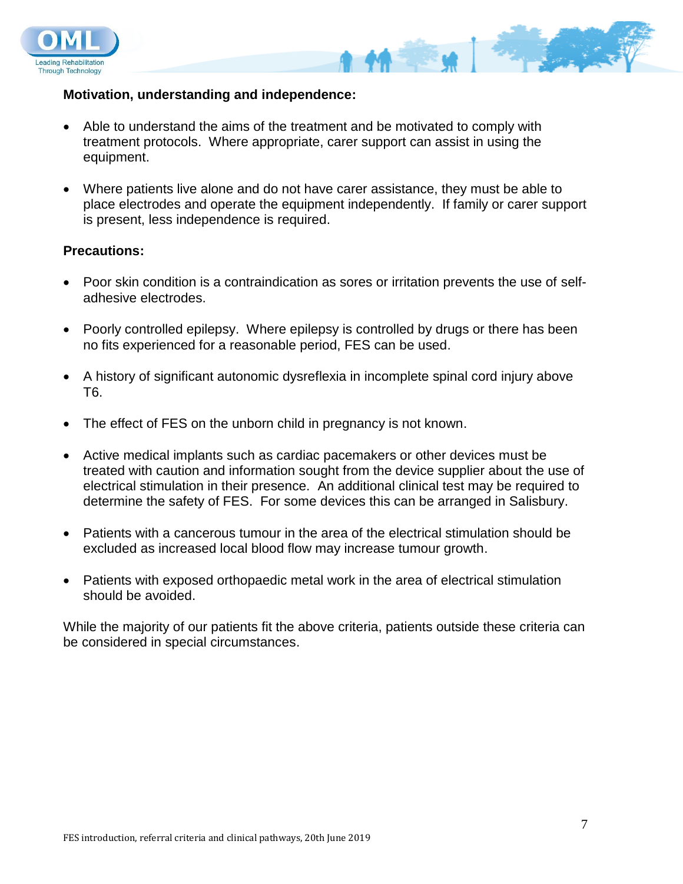**Motivation, understanding and independence:**

- Able to understand the aims of the treatment and be motivated to comply with treatment protocols. Where appropriate, carer support can assist in using the equipment.

- Where patients live alone and do not have carer assistance, they must be able to place electrodes and operate the equipment independently. If family or carer support is present, less independence is required.

**Precautions:**

- Poor skin condition is a contraindication as sores or irritation prevents the use of self-adhesive electrodes.

- Poorly controlled epilepsy. Where epilepsy is controlled by drugs or there has been no fits experienced for a reasonable period, FES can be used.

- A history of significant autonomic dysreflexia in incomplete spinal cord injury above T6.

- The effect of FES on the unborn child in pregnancy is not known.

- Active medical implants such as cardiac pacemakers or other devices must be treated with caution and information sought from the device supplier about the use of electrical stimulation in their presence. An additional clinical test may be required to determine the safety of FES. For some devices this can be arranged in Salisbury.

- Patients with a cancerous tumour in the area of the electrical stimulation should be excluded as increased local blood flow may increase tumour growth.

- Patients with exposed orthopaedic metal work in the area of electrical stimulation should be avoided.

While the majority of our patients fit the above criteria, patients outside these criteria can be considered in special circumstances.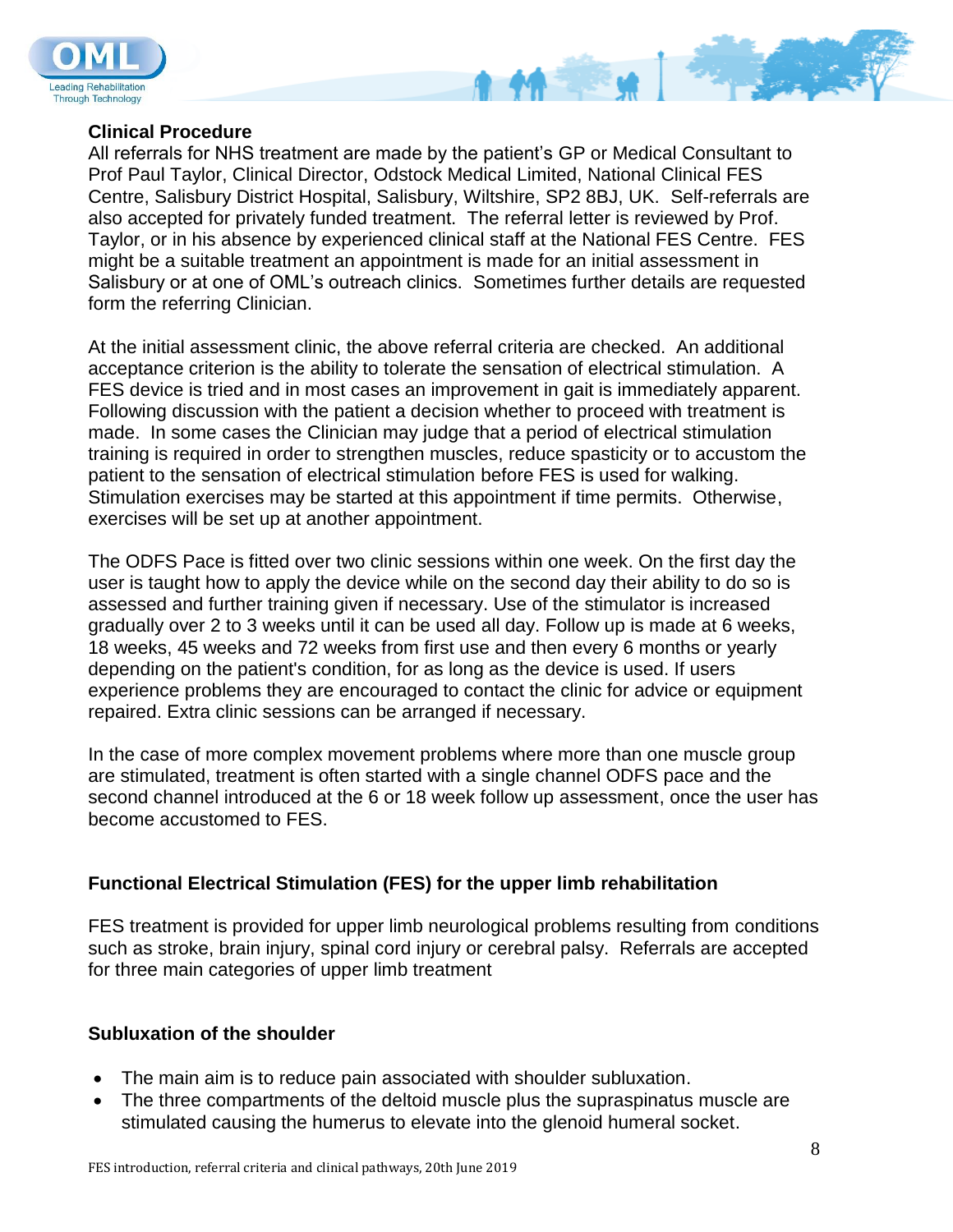**Clinical Procedure**

All referrals for NHS treatment are made by the patient's GP or Medical Consultant to Prof Paul Taylor, Clinical Director, Odstock Medical Limited, National Clinical FES Centre, Salisbury District Hospital, Salisbury, Wiltshire, SP2 8BJ, UK. Self-referrals are also accepted for privately funded treatment. The referral letter is reviewed by Prof. Taylor, or in his absence by experienced clinical staff at the National FES Centre. FES might be a suitable treatment an appointment is made for an initial assessment in Salisbury or at one of OML's outreach clinics. Sometimes further details are requested form the referring Clinician.

At the initial assessment clinic, the above referral criteria are checked. An additional acceptance criterion is the ability to tolerate the sensation of electrical stimulation. A FES device is tried and in most cases an improvement in gait is immediately apparent. Following discussion with the patient a decision whether to proceed with treatment is made. In some cases the Clinician may judge that a period of electrical stimulation training is required in order to strengthen muscles, reduce spasticity or to accustom the patient to the sensation of electrical stimulation before FES is used for walking. Stimulation exercises may be started at this appointment if time permits. Otherwise, exercises will be set up at another appointment.

The ODFS Pace is fitted over two clinic sessions within one week. On the first day the user is taught how to apply the device while on the second day their ability to do so is assessed and further training given if necessary. Use of the stimulator is increased gradually over 2 to 3 weeks until it can be used all day. Follow up is made at 6 weeks, 18 weeks, 45 weeks and 72 weeks from first use and then every 6 months or yearly depending on the patient's condition, for as long as the device is used. If users experience problems they are encouraged to contact the clinic for advice or equipment repaired. Extra clinic sessions can be arranged if necessary.

In the case of more complex movement problems where more than one muscle group are stimulated, treatment is often started with a single channel ODFS pace and the second channel introduced at the 6 or 18 week follow up assessment, once the user has become accustomed to FES.

**Functional Electrical Stimulation (FES) for the upper limb rehabilitation**

FES treatment is provided for upper limb neurological problems resulting from conditions such as stroke, brain injury, spinal cord injury or cerebral palsy. Referrals are accepted for three main categories of upper limb treatment

**Subluxation of the shoulder**

- The main aim is to reduce pain associated with shoulder subluxation.
- The three compartments of the deltoid muscle plus the supraspinatus muscle are stimulated causing the humerus to elevate into the glenoid humeral socket.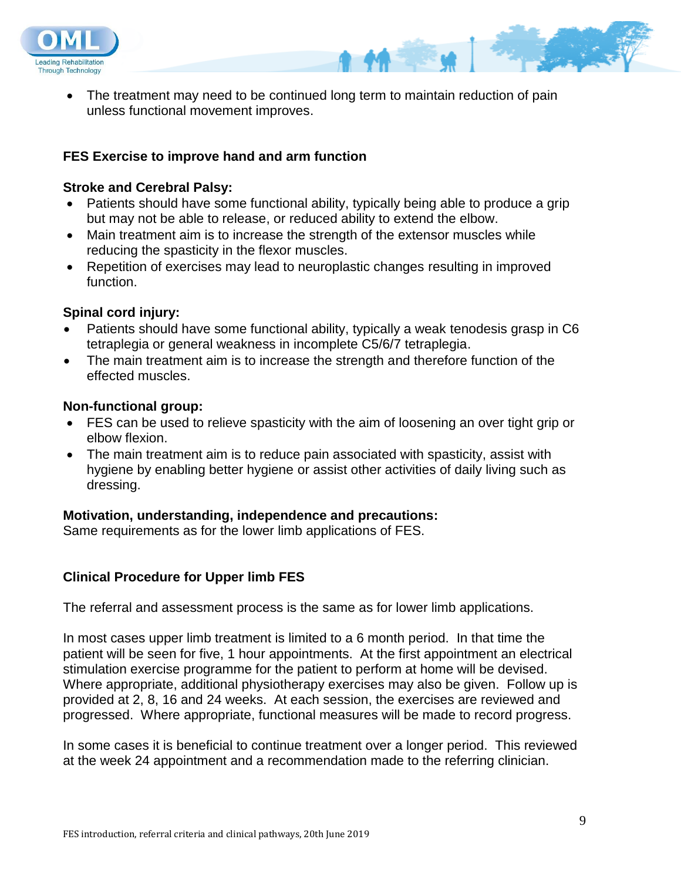- The treatment may need to be continued long term to maintain reduction of pain unless functional movement improves.

## FES Exercise to improve hand and arm function

### Stroke and Cerebral Palsy:

- Patients should have some functional ability, typically being able to produce a grip but may not be able to release, or reduced ability to extend the elbow.
- Main treatment aim is to increase the strength of the extensor muscles while reducing the spasticity in the flexor muscles.
- Repetition of exercises may lead to neuroplastic changes resulting in improved function.

### Spinal cord injury:

- Patients should have some functional ability, typically a weak tenodesis grasp in C6 tetraplegia or general weakness in incomplete C5/6/7 tetraplegia.
- The main treatment aim is to increase the strength and therefore function of the effected muscles.

### Non-functional group:

- FES can be used to relieve spasticity with the aim of loosening an over tight grip or elbow flexion.
- The main treatment aim is to reduce pain associated with spasticity, assist with hygiene by enabling better hygiene or assist other activities of daily living such as dressing.

### Motivation, understanding, independence and precautions:

Same requirements as for the lower limb applications of FES.

## Clinical Procedure for Upper limb FES

The referral and assessment process is the same as for lower limb applications.

In most cases upper limb treatment is limited to a 6 month period. In that time the patient will be seen for five, 1 hour appointments. At the first appointment an electrical stimulation exercise programme for the patient to perform at home will be devised. Where appropriate, additional physiotherapy exercises may also be given. Follow up is provided at 2, 8, 16 and 24 weeks. At each session, the exercises are reviewed and progressed. Where appropriate, functional measures will be made to record progress.

In some cases it is beneficial to continue treatment over a longer period. This reviewed at the week 24 appointment and a recommendation made to the referring clinician.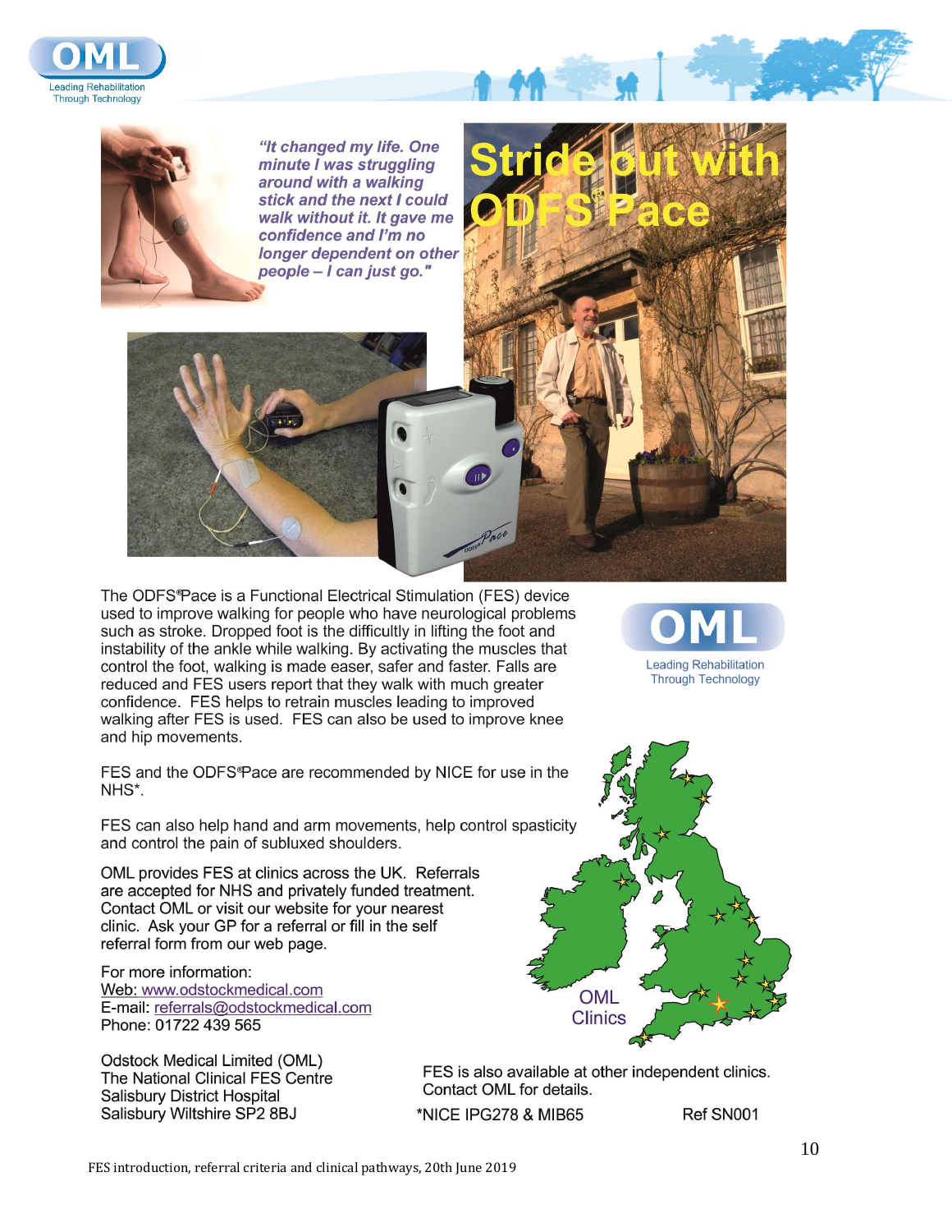# Stride out with ODFS® Pace

*"It changed my life. One minute I was struggling around with a walking stick and the next I could walk without it. It gave me confidence and I'm no longer dependent on other people – I can just go."*

The ODFS®Pace is a Functional Electrical Stimulation (FES) device used to improve walking for people who have neurological problems such as stroke. Dropped foot is the difficultly in lifting the foot and instability of the ankle while walking. By activating the muscles that control the foot, walking is made easer, safer and faster. Falls are reduced and FES users report that they walk with much greater confidence. FES helps to retrain muscles leading to improved walking after FES is used. FES can also be used to improve knee and hip movements.

FES and the ODFS®Pace are recommended by NICE for use in the NHS*.

FES can also help hand and arm movements, help control spasticity and control the pain of subluxed shoulders.

OML provides FES at clinics across the UK. Referrals are accepted for NHS and privately funded treatment. Contact OML or visit our website for your nearest clinic. Ask your GP for a referral or fill in the self referral form from our web page.

For more information:
Web: www.odstockmedical.com
E-mail: referrals@odstockmedical.com
Phone: 01722 439 565

Odstock Medical Limited (OML)
The National Clinical FES Centre
Salisbury District Hospital
Salisbury Wiltshire SP2 8BJ

OML Clinics

FES is also available at other independent clinics. Contact OML for details.

*NICE IPG278 & MIB65

Ref SN001